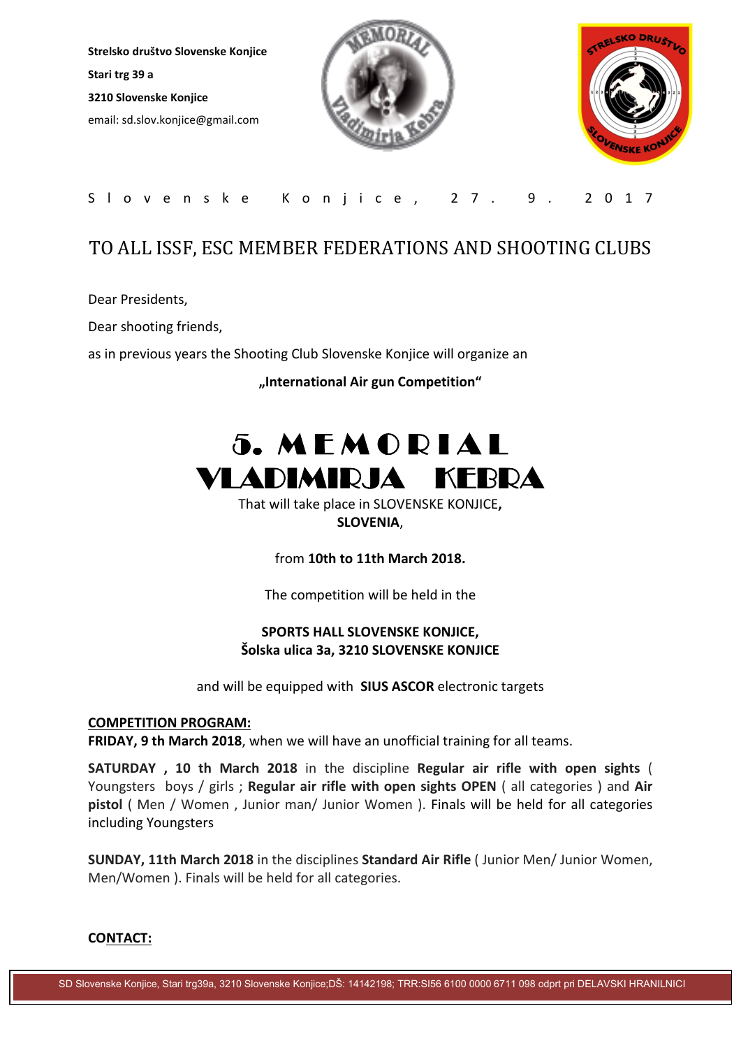**Strelsko društvo Slovenske Konjice**

**Stari trg 39 a**

**3210 Slovenske Konjice**

email: sd.slov.konjice@gmail.com

Slovenske Konjice, 27. 9. 2017

# TO ALL ISSF, ESC MEMBER FEDERATIONS AND SHOOTING CLUBS

Dear Presidents,

Dear shooting friends,

as in previous years the Shooting Club Slovenske Konjice will organize an

**„International Air gun Competition"**

# 5. MEMORIAL VLADIMIRJA KEBRA

That will take place in SLOVENSKE KONJICE**,**
**SLOVENIA**,

from **10th to 11th March 2018.**

The competition will be held in the

**SPORTS HALL SLOVENSKE KONJICE,**
**Šolska ulica 3a, 3210 SLOVENSKE KONJICE**

and will be equipped with **SIUS ASCOR** electronic targets

**COMPETITION PROGRAM:**

**FRIDAY, 9 th March 2018**, when we will have an unofficial training for all teams.

**SATURDAY , 10 th March 2018** in the discipline **Regular air rifle with open sights** ( Youngsters boys / girls ; **Regular air rifle with open sights OPEN** ( all categories ) and **Air pistol** ( Men / Women , Junior man/ Junior Women ). Finals will be held for all categories including Youngsters

**SUNDAY, 11th March 2018** in the disciplines **Standard Air Rifle** ( Junior Men/ Junior Women, Men/Women ). Finals will be held for all categories.

**CONTACT:**

SD Slovenske Konjice, Stari trg39a, 3210 Slovenske Konjice;DŠ: 14142198; TRR:SI56 6100 0000 6711 098 odprt pri DELAVSKI HRANILNICI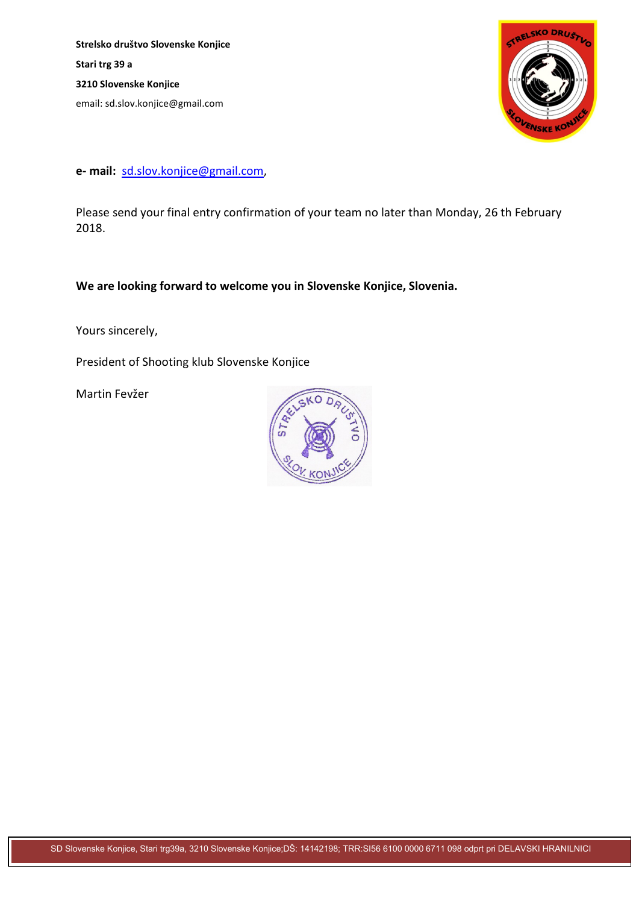**Strelsko društvo Slovenske Konjice**

**Stari trg 39 a**

**3210 Slovenske Konjice**

email: sd.slov.konjice@gmail.com

**e- mail:** sd.slov.konjice@gmail.com,

Please send your final entry confirmation of your team no later than Monday, 26 th February 2018.

**We are looking forward to welcome you in Slovenske Konjice, Slovenia.**

Yours sincerely,

President of Shooting klub Slovenske Konjice

Martin Fevžer